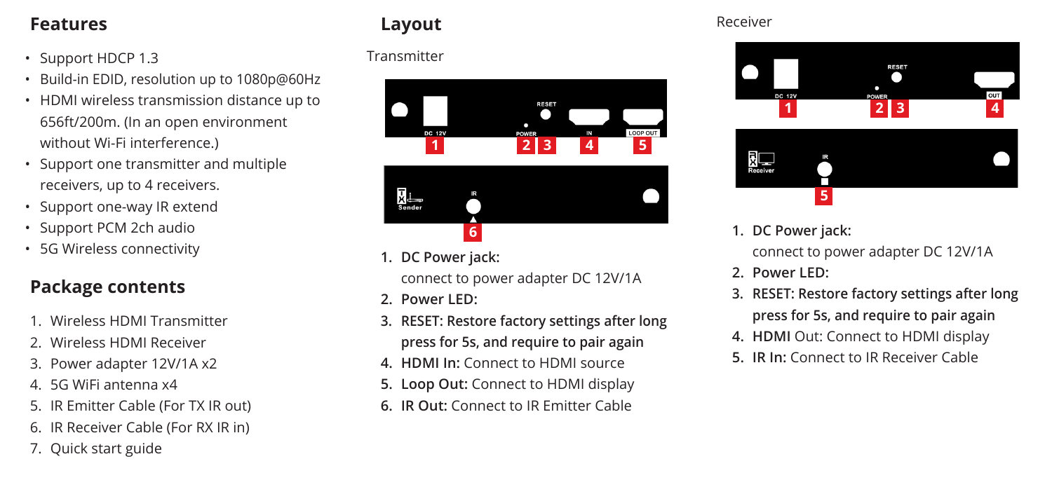## Features

- Support HDCP 1.3
- Build-in EDID, resolution up to 1080p@60Hz
- HDMI wireless transmission distance up to 656ft/200m. (In an open environment without Wi-Fi interference.)
- Support one transmitter and multiple receivers, up to 4 receivers.
- Support one-way IR extend
- Support PCM 2ch audio
- 5G Wireless connectivity

## Package contents

1. Wireless HDMI Transmitter
2. Wireless HDMI Receiver
3. Power adapter 12V/1A x2
4. 5G WiFi antenna x4
5. IR Emitter Cable (For TX IR out)
6. IR Receiver Cable (For RX IR in)
7. Quick start guide

## Layout

### Transmitter

1. **DC Power jack:**
   connect to power adapter DC 12V/1A
2. **Power LED:**
3. **RESET: Restore factory settings after long press for 5s, and require to pair again**
4. **HDMI In:** Connect to HDMI source
5. **Loop Out:** Connect to HDMI display
6. **IR Out:** Connect to IR Emitter Cable

### Receiver

1. **DC Power jack:**
   connect to power adapter DC 12V/1A
2. **Power LED:**
3. **RESET: Restore factory settings after long press for 5s, and require to pair again**
4. **HDMI** Out: Connect to HDMI display
5. **IR In:** Connect to IR Receiver Cable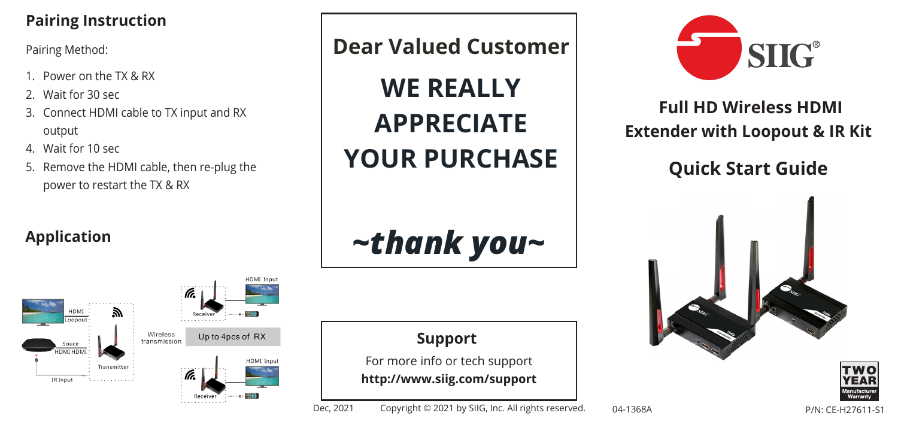## Pairing Instruction

Pairing Method:

1. Power on the TX & RX
2. Wait for 30 sec
3. Connect HDMI cable to TX input and RX output
4. Wait for 10 sec
5. Remove the HDMI cable, then re-plug the power to restart the TX & RX

## Application

HDMI Loopout
Souce HDMI HDMI
IR Input
Transmitter
Wireless transmission
Up to 4pcs of RX
Receiver
HDMI Input
Receiver
HDMI Input

# Dear Valued Customer

# WE REALLY APPRECIATE YOUR PURCHASE

# *~thank you~*

### Support

For more info or tech support
**http://www.siig.com/support**

Dec, 2021 Copyright © 2021 by SIIG, Inc. All rights reserved.

SIIG®

## Full HD Wireless HDMI Extender with Loopout & IR Kit

## Quick Start Guide

TWO YEAR Manufacturer Warranty

04-1368A

P/N: CE-H27611-S1